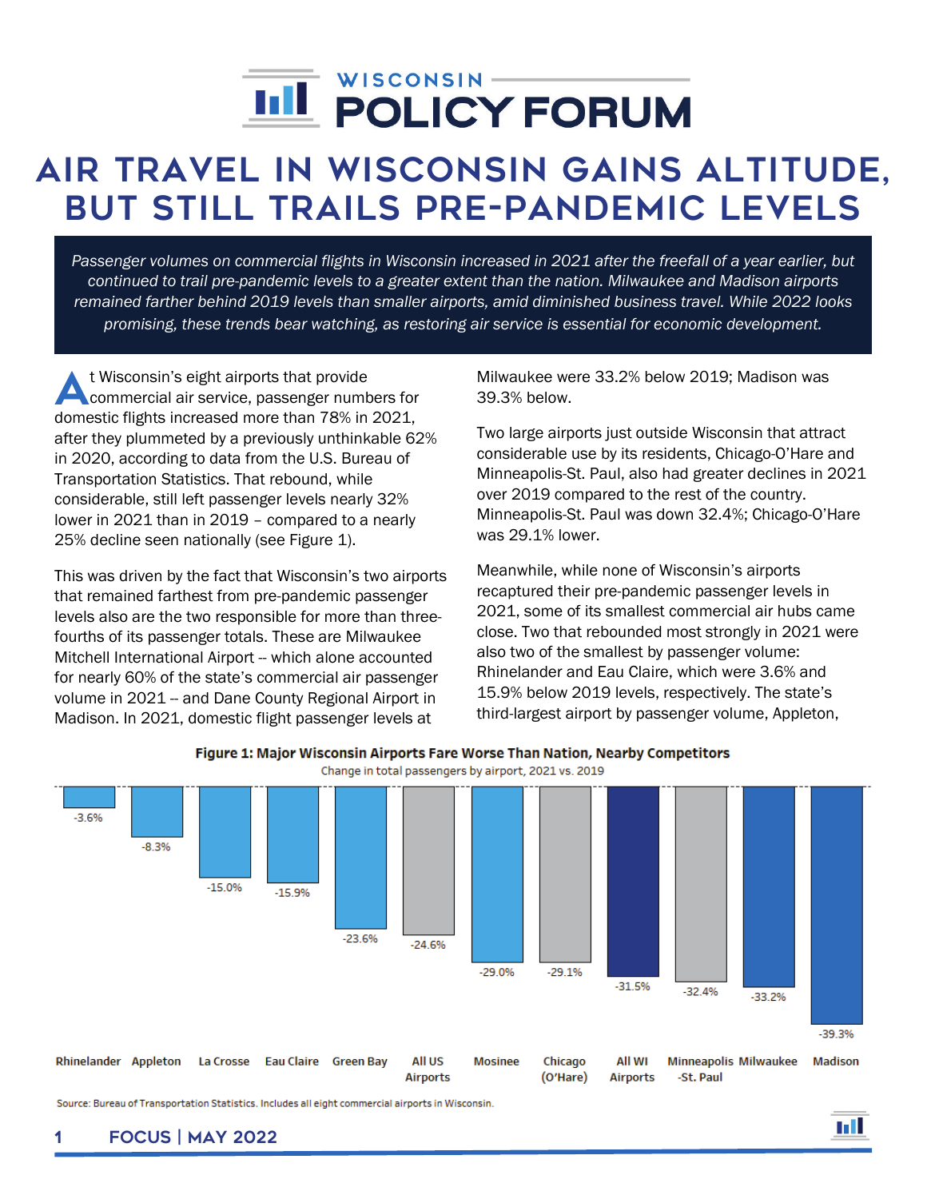# WISCONSIN POLICY FORUM

# AIR TRAVEL IN WISCONSIN GAINS ALTITUDE, BUT STILL TRAILS PRE-PANDEMIC LEVELS

*Passenger volumes on commercial flights in Wisconsin increased in 2021 after the freefall of a year earlier, but continued to trail pre-pandemic levels to a greater extent than the nation. Milwaukee and Madison airports remained farther behind 2019 levels than smaller airports, amid diminished business travel. While 2022 looks promising, these trends bear watching, as restoring air service is essential for economic development.*

At Wisconsin's eight airports that provide commercial air service, passenger numbers for domestic flights increased more than 78% in 2021, after they plummeted by a previously unthinkable 62% in 2020, according to data from the U.S. Bureau of Transportation Statistics. That rebound, while considerable, still left passenger levels nearly 32% lower in 2021 than in 2019 – compared to a nearly 25% decline seen nationally (see Figure 1).

This was driven by the fact that Wisconsin's two airports that remained farthest from pre-pandemic passenger levels also are the two responsible for more than three-fourths of its passenger totals. These are Milwaukee Mitchell International Airport -- which alone accounted for nearly 60% of the state's commercial air passenger volume in 2021 -- and Dane County Regional Airport in Madison. In 2021, domestic flight passenger levels at Milwaukee were 33.2% below 2019; Madison was 39.3% below.

Two large airports just outside Wisconsin that attract considerable use by its residents, Chicago-O'Hare and Minneapolis-St. Paul, also had greater declines in 2021 over 2019 compared to the rest of the country. Minneapolis-St. Paul was down 32.4%; Chicago-O'Hare was 29.1% lower.

Meanwhile, while none of Wisconsin's airports recaptured their pre-pandemic passenger levels in 2021, some of its smallest commercial air hubs came close. Two that rebounded most strongly in 2021 were also two of the smallest by passenger volume: Rhinelander and Eau Claire, which were 3.6% and 15.9% below 2019 levels, respectively. The state's third-largest airport by passenger volume, Appleton,

**Figure 1: Major Wisconsin Airports Fare Worse Than Nation, Nearby Competitors**

Change in total passengers by airport, 2021 vs. 2019

| Airport | Change |
|---|---|
| Rhinelander | -3.6% |
| Appleton | -8.3% |
| La Crosse | -15.0% |
| Eau Claire | -15.9% |
| Green Bay | -23.6% |
| All US Airports | -24.6% |
| Mosinee | -29.0% |
| Chicago (O'Hare) | -29.1% |
| All WI Airports | -31.5% |
| Minneapolis-St. Paul | -32.4% |
| Milwaukee | -33.2% |
| Madison | -39.3% |

Source: Bureau of Transportation Statistics. Includes all eight commercial airports in Wisconsin.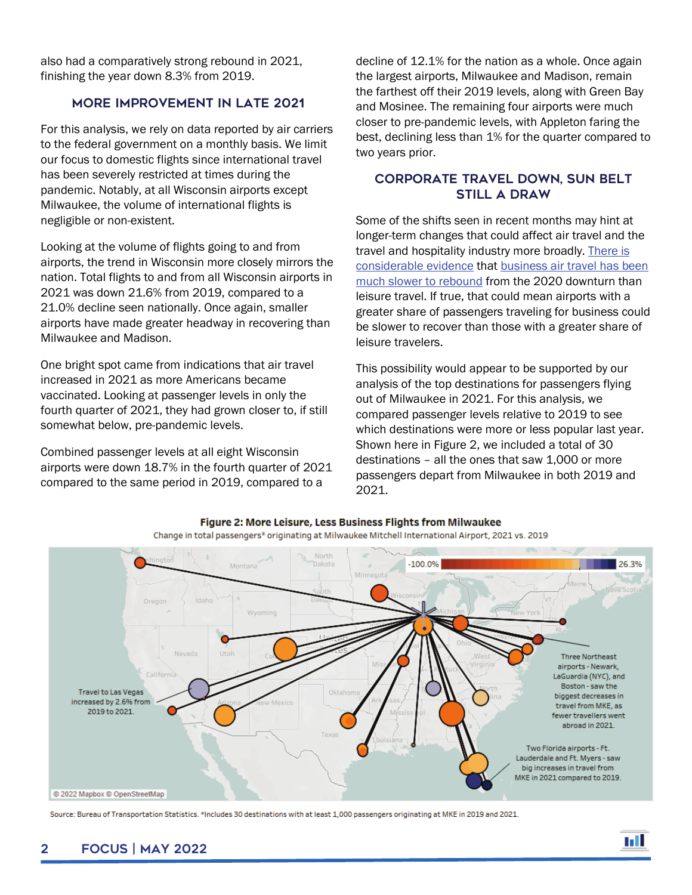also had a comparatively strong rebound in 2021, finishing the year down 8.3% from 2019.

## MORE IMPROVEMENT IN LATE 2021

For this analysis, we rely on data reported by air carriers to the federal government on a monthly basis. We limit our focus to domestic flights since international travel has been severely restricted at times during the pandemic. Notably, at all Wisconsin airports except Milwaukee, the volume of international flights is negligible or non-existent.

Looking at the volume of flights going to and from airports, the trend in Wisconsin more closely mirrors the nation. Total flights to and from all Wisconsin airports in 2021 was down 21.6% from 2019, compared to a 21.0% decline seen nationally. Once again, smaller airports have made greater headway in recovering than Milwaukee and Madison.

One bright spot came from indications that air travel increased in 2021 as more Americans became vaccinated. Looking at passenger levels in only the fourth quarter of 2021, they had grown closer to, if still somewhat below, pre-pandemic levels.

Combined passenger levels at all eight Wisconsin airports were down 18.7% in the fourth quarter of 2021 compared to the same period in 2019, compared to a decline of 12.1% for the nation as a whole. Once again the largest airports, Milwaukee and Madison, remain the farthest off their 2019 levels, along with Green Bay and Mosinee. The remaining four airports were much closer to pre-pandemic levels, with Appleton faring the best, declining less than 1% for the quarter compared to two years prior.

## CORPORATE TRAVEL DOWN, SUN BELT STILL A DRAW

Some of the shifts seen in recent months may hint at longer-term changes that could affect air travel and the travel and hospitality industry more broadly. There is considerable evidence that business air travel has been much slower to rebound from the 2020 downturn than leisure travel. If true, that could mean airports with a greater share of passengers traveling for business could be slower to recover than those with a greater share of leisure travelers.

This possibility would appear to be supported by our analysis of the top destinations for passengers flying out of Milwaukee in 2021. For this analysis, we compared passenger levels relative to 2019 to see which destinations were more or less popular last year. Shown here in Figure 2, we included a total of 30 destinations – all the ones that saw 1,000 or more passengers depart from Milwaukee in both 2019 and 2021.

**Figure 2: More Leisure, Less Business Flights from Milwaukee**

Change in total passengers* originating at Milwaukee Mitchell International Airport, 2021 vs. 2019

Travel to Las Vegas increased by 2.6% from 2019 to 2021.

Three Northeast airports - Newark, LaGuardia (NYC), and Boston - saw the biggest decreases in travel from MKE, as fewer travellers went abroad in 2021.

Two Florida airports - Ft. Lauderdale and Ft. Myers - saw big increases in travel from MKE in 2021 compared to 2019.

Source: Bureau of Transportation Statistics. *Includes 30 destinations with at least 1,000 passengers originating at MKE in 2019 and 2021.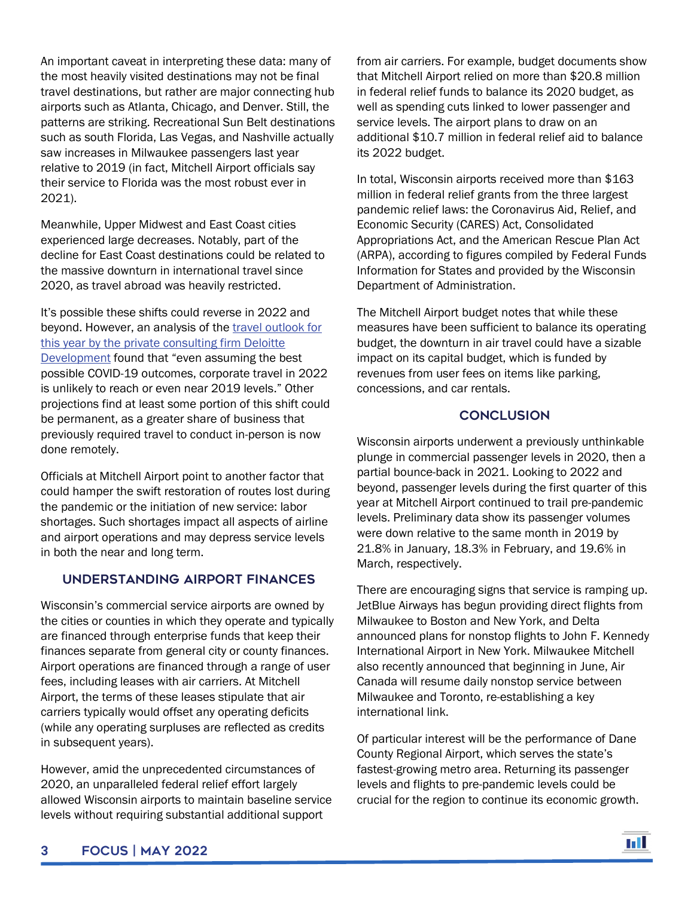An important caveat in interpreting these data: many of the most heavily visited destinations may not be final travel destinations, but rather are major connecting hub airports such as Atlanta, Chicago, and Denver. Still, the patterns are striking. Recreational Sun Belt destinations such as south Florida, Las Vegas, and Nashville actually saw increases in Milwaukee passengers last year relative to 2019 (in fact, Mitchell Airport officials say their service to Florida was the most robust ever in 2021).

Meanwhile, Upper Midwest and East Coast cities experienced large decreases. Notably, part of the decline for East Coast destinations could be related to the massive downturn in international travel since 2020, as travel abroad was heavily restricted.

It's possible these shifts could reverse in 2022 and beyond. However, an analysis of the [travel outlook for this year by the private consulting firm Deloitte Development]() found that "even assuming the best possible COVID-19 outcomes, corporate travel in 2022 is unlikely to reach or even near 2019 levels." Other projections find at least some portion of this shift could be permanent, as a greater share of business that previously required travel to conduct in-person is now done remotely.

Officials at Mitchell Airport point to another factor that could hamper the swift restoration of routes lost during the pandemic or the initiation of new service: labor shortages. Such shortages impact all aspects of airline and airport operations and may depress service levels in both the near and long term.

## UNDERSTANDING AIRPORT FINANCES

Wisconsin's commercial service airports are owned by the cities or counties in which they operate and typically are financed through enterprise funds that keep their finances separate from general city or county finances. Airport operations are financed through a range of user fees, including leases with air carriers. At Mitchell Airport, the terms of these leases stipulate that air carriers typically would offset any operating deficits (while any operating surpluses are reflected as credits in subsequent years).

However, amid the unprecedented circumstances of 2020, an unparalleled federal relief effort largely allowed Wisconsin airports to maintain baseline service levels without requiring substantial additional support from air carriers. For example, budget documents show that Mitchell Airport relied on more than $20.8 million in federal relief funds to balance its 2020 budget, as well as spending cuts linked to lower passenger and service levels. The airport plans to draw on an additional $10.7 million in federal relief aid to balance its 2022 budget.

In total, Wisconsin airports received more than $163 million in federal relief grants from the three largest pandemic relief laws: the Coronavirus Aid, Relief, and Economic Security (CARES) Act, Consolidated Appropriations Act, and the American Rescue Plan Act (ARPA), according to figures compiled by Federal Funds Information for States and provided by the Wisconsin Department of Administration.

The Mitchell Airport budget notes that while these measures have been sufficient to balance its operating budget, the downturn in air travel could have a sizable impact on its capital budget, which is funded by revenues from user fees on items like parking, concessions, and car rentals.

## CONCLUSION

Wisconsin airports underwent a previously unthinkable plunge in commercial passenger levels in 2020, then a partial bounce-back in 2021. Looking to 2022 and beyond, passenger levels during the first quarter of this year at Mitchell Airport continued to trail pre-pandemic levels. Preliminary data show its passenger volumes were down relative to the same month in 2019 by 21.8% in January, 18.3% in February, and 19.6% in March, respectively.

There are encouraging signs that service is ramping up. JetBlue Airways has begun providing direct flights from Milwaukee to Boston and New York, and Delta announced plans for nonstop flights to John F. Kennedy International Airport in New York. Milwaukee Mitchell also recently announced that beginning in June, Air Canada will resume daily nonstop service between Milwaukee and Toronto, re-establishing a key international link.

Of particular interest will be the performance of Dane County Regional Airport, which serves the state's fastest-growing metro area. Returning its passenger levels and flights to pre-pandemic levels could be crucial for the region to continue its economic growth.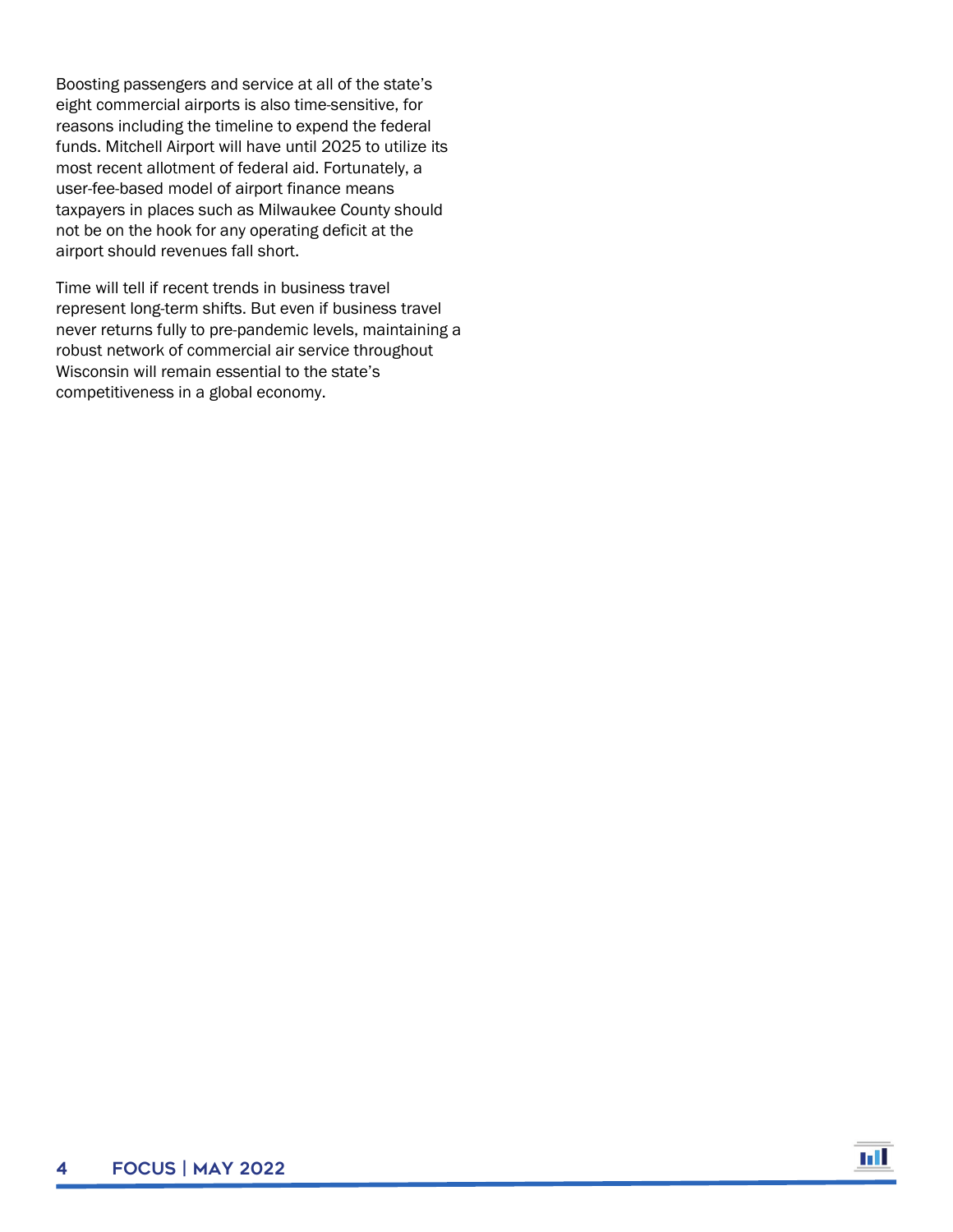Boosting passengers and service at all of the state's eight commercial airports is also time-sensitive, for reasons including the timeline to expend the federal funds. Mitchell Airport will have until 2025 to utilize its most recent allotment of federal aid. Fortunately, a user-fee-based model of airport finance means taxpayers in places such as Milwaukee County should not be on the hook for any operating deficit at the airport should revenues fall short.

Time will tell if recent trends in business travel represent long-term shifts. But even if business travel never returns fully to pre-pandemic levels, maintaining a robust network of commercial air service throughout Wisconsin will remain essential to the state's competitiveness in a global economy.